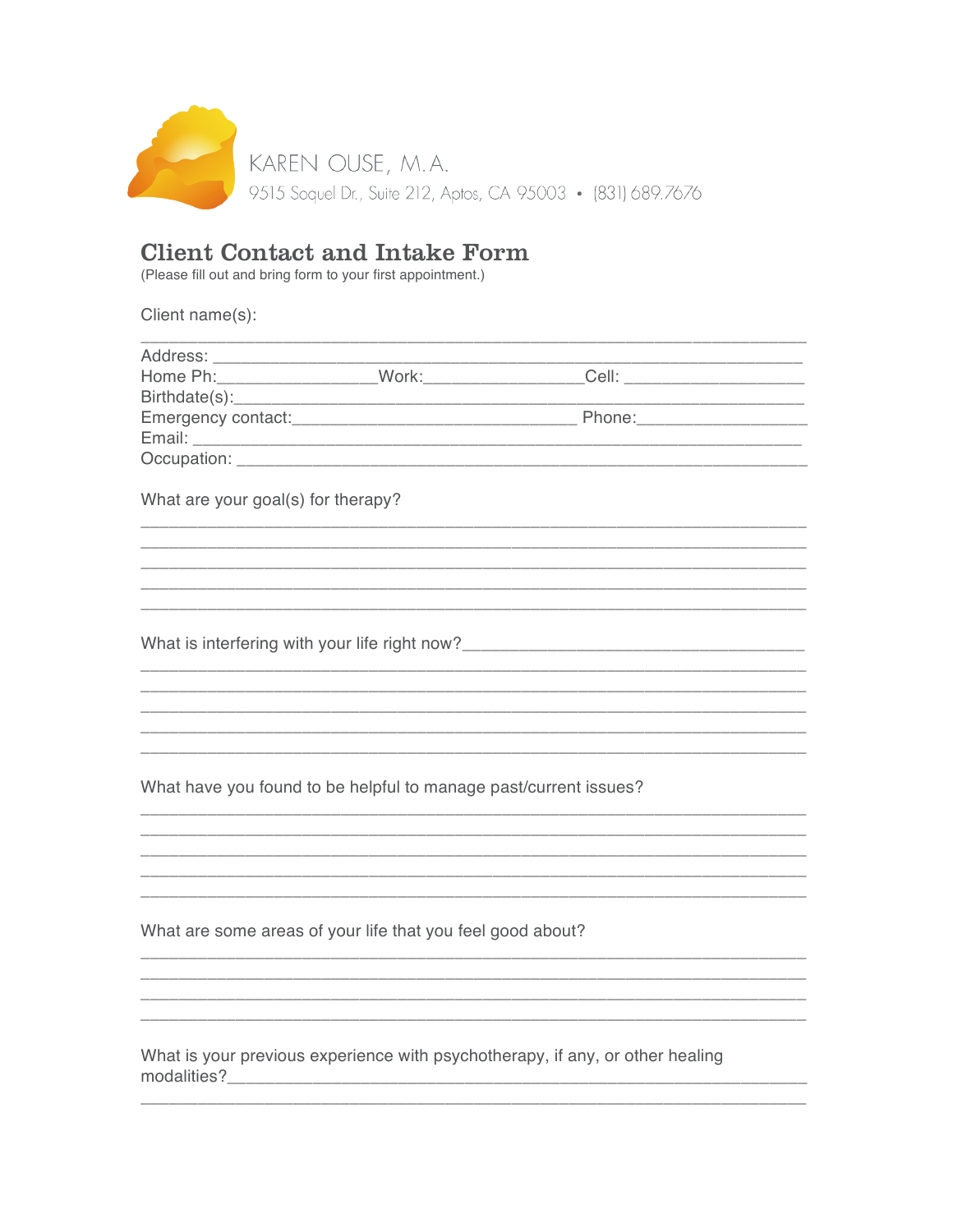KAREN OUSE, M.A.

9515 Soquel Dr., Suite 212, Aptos, CA 95003 • (831) 689.7676

# Client Contact and Intake Form

(Please fill out and bring form to your first appointment.)

Client name(s):

_______________________________________________________________

Address: ______________________________________________________

Home Ph:_______________Work:_______________Cell: _________________

Birthdate(s):___________________________________________________

Emergency contact:____________________________ Phone:_________________

Email: ________________________________________________________

Occupation: ____________________________________________________

What are your goal(s) for therapy?

_______________________________________________________________

_______________________________________________________________

_______________________________________________________________

_______________________________________________________________

_______________________________________________________________

What is interfering with your life right now?______________________________

_______________________________________________________________

_______________________________________________________________

_______________________________________________________________

_______________________________________________________________

_______________________________________________________________

What have you found to be helpful to manage past/current issues?

_______________________________________________________________

_______________________________________________________________

_______________________________________________________________

_______________________________________________________________

_______________________________________________________________

What are some areas of your life that you feel good about?

_______________________________________________________________

_______________________________________________________________

_______________________________________________________________

_______________________________________________________________

What is your previous experience with psychotherapy, if any, or other healing modalities?________________________________________________________

_______________________________________________________________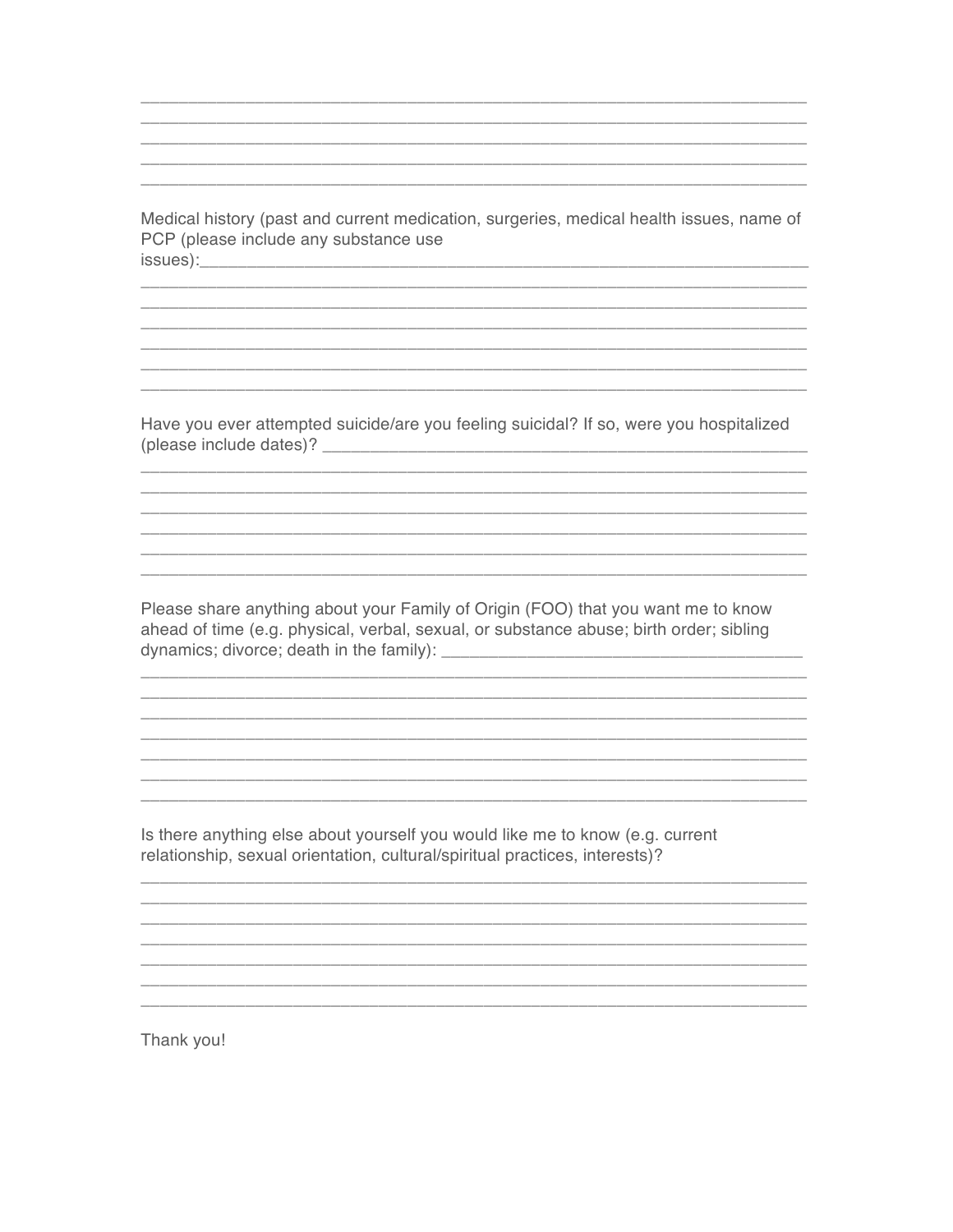Medical history (past and current medication, surgeries, medical health issues, name of PCP (please include any substance use issues):

Have you ever attempted suicide/are you feeling suicidal? If so, were you hospitalized (please include dates)?

Please share anything about your Family of Origin (FOO) that you want me to know ahead of time (e.g. physical, verbal, sexual, or substance abuse; birth order; sibling dynamics; divorce; death in the family):

Is there anything else about yourself you would like me to know (e.g. current relationship, sexual orientation, cultural/spiritual practices, interests)?

Thank you!